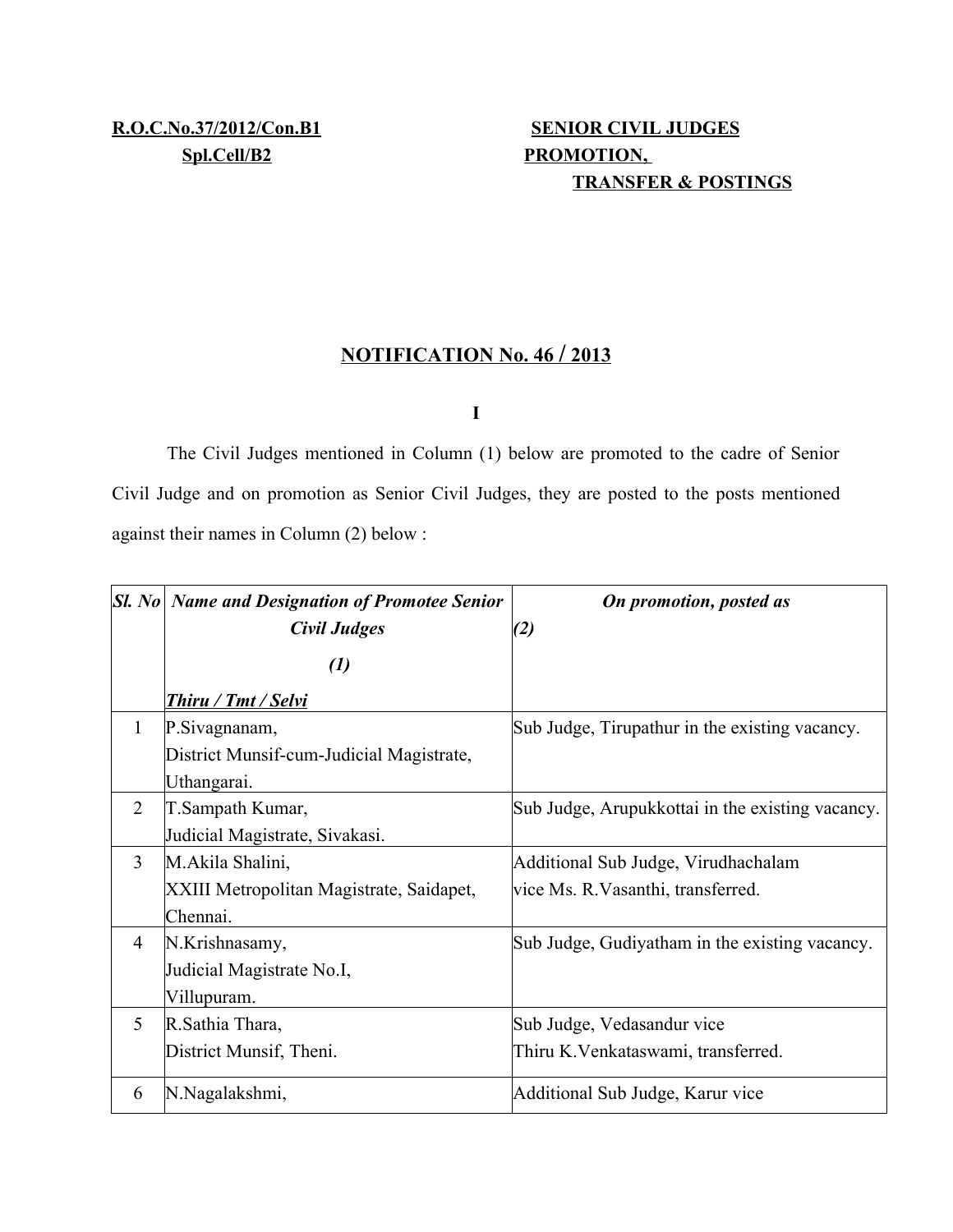**R.O.C.No.37/2012/Con.B1**
**Spl.Cell/B2**

**SENIOR CIVIL JUDGES PROMOTION, TRANSFER & POSTINGS**

## NOTIFICATION No. 46 / 2013

**I**

The Civil Judges mentioned in Column (1) below are promoted to the cadre of Senior Civil Judge and on promotion as Senior Civil Judges, they are posted to the posts mentioned against their names in Column (2) below :

| *Sl. No* | *Name and Designation of Promotee Senior Civil Judges*<br>*(1)*<br>***Thiru / Tmt / Selvi*** | *On promotion, posted as*<br>*(2)* |
|---|---|---|
| 1 | P.Sivagnanam,<br>District Munsif-cum-Judicial Magistrate, Uthangarai. | Sub Judge, Tirupathur in the existing vacancy. |
| 2 | T.Sampath Kumar,<br>Judicial Magistrate, Sivakasi. | Sub Judge, Arupukkottai in the existing vacancy. |
| 3 | M.Akila Shalini,<br>XXIII Metropolitan Magistrate, Saidapet, Chennai. | Additional Sub Judge, Virudhachalam vice Ms. R.Vasanthi, transferred. |
| 4 | N.Krishnasamy,<br>Judicial Magistrate No.I, Villupuram. | Sub Judge, Gudiyatham in the existing vacancy. |
| 5 | R.Sathia Thara,<br>District Munsif, Theni. | Sub Judge, Vedasandur vice Thiru K.Venkataswami, transferred. |
| 6 | N.Nagalakshmi, | Additional Sub Judge, Karur vice |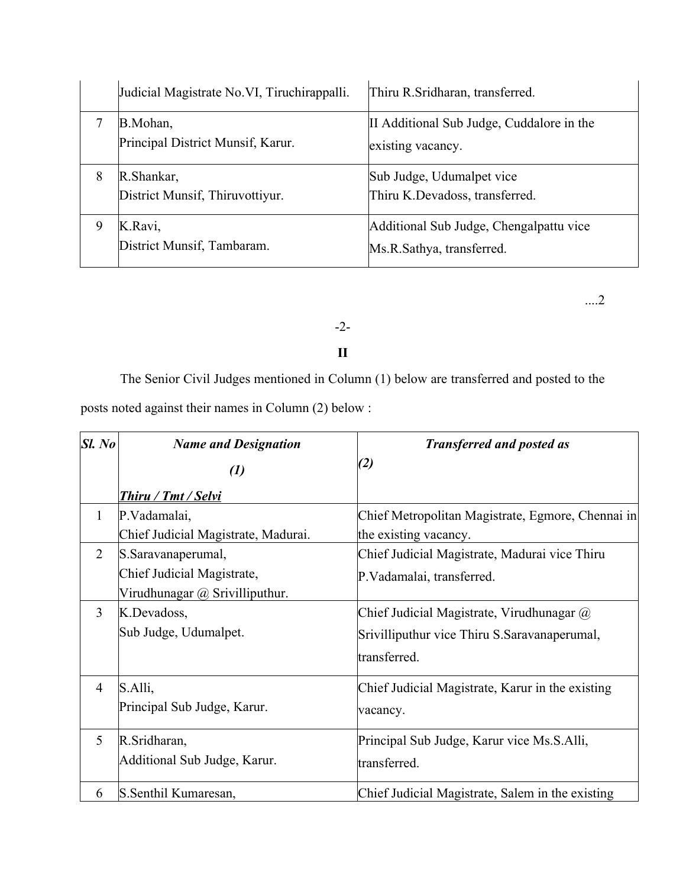| | | |
|---|---|---|
| | Judicial Magistrate No.VI, Tiruchirappalli. | Thiru R.Sridharan, transferred. |
| 7 | B.Mohan,<br>Principal District Munsif, Karur. | II Additional Sub Judge, Cuddalore in the existing vacancy. |
| 8 | R.Shankar,<br>District Munsif, Thiruvottiyur. | Sub Judge, Udumalpet vice Thiru K.Devadoss, transferred. |
| 9 | K.Ravi,<br>District Munsif, Tambaram. | Additional Sub Judge, Chengalpattu vice Ms.R.Sathya, transferred. |

....2

**II**

The Senior Civil Judges mentioned in Column (1) below are transferred and posted to the posts noted against their names in Column (2) below :

| ***Sl. No*** | ***Name and Designation***<br>***(1)***<br>***Thiru / Tmt / Selvi*** | ***Transferred and posted as***<br>***(2)*** |
|---|---|---|
| 1 | P.Vadamalai,<br>Chief Judicial Magistrate, Madurai. | Chief Metropolitan Magistrate, Egmore, Chennai in the existing vacancy. |
| 2 | S.Saravanaperumal,<br>Chief Judicial Magistrate,<br>Virudhunagar @ Srivilliputhur. | Chief Judicial Magistrate, Madurai vice Thiru P.Vadamalai, transferred. |
| 3 | K.Devadoss,<br>Sub Judge, Udumalpet. | Chief Judicial Magistrate, Virudhunagar @ Srivilliputhur vice Thiru S.Saravanaperumal, transferred. |
| 4 | S.Alli,<br>Principal Sub Judge, Karur. | Chief Judicial Magistrate, Karur in the existing vacancy. |
| 5 | R.Sridharan,<br>Additional Sub Judge, Karur. | Principal Sub Judge, Karur vice Ms.S.Alli, transferred. |
| 6 | S.Senthil Kumaresan, | Chief Judicial Magistrate, Salem in the existing |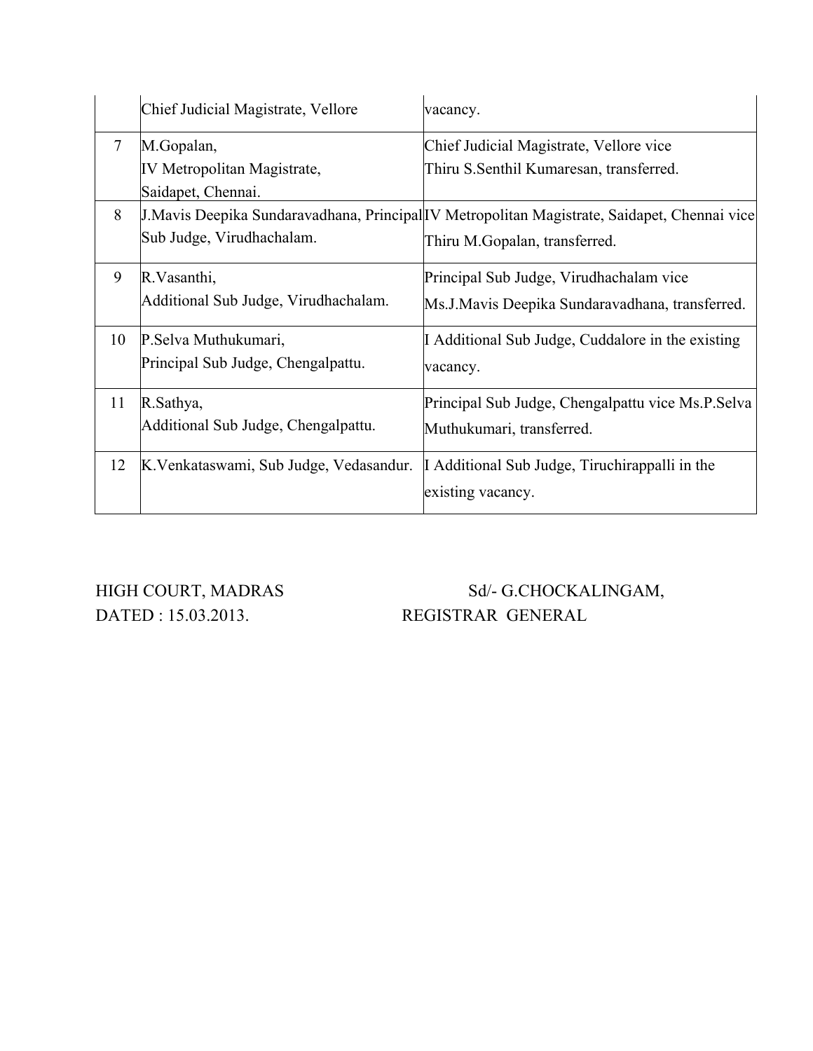| | | |
|---|---|---|
| | Chief Judicial Magistrate, Vellore | vacancy. |
| 7 | M.Gopalan, IV Metropolitan Magistrate, Saidapet, Chennai. | Chief Judicial Magistrate, Vellore vice Thiru S.Senthil Kumaresan, transferred. |
| 8 | J.Mavis Deepika Sundaravadhana, Principal Sub Judge, Virudhachalam. | IV Metropolitan Magistrate, Saidapet, Chennai vice Thiru M.Gopalan, transferred. |
| 9 | R.Vasanthi, Additional Sub Judge, Virudhachalam. | Principal Sub Judge, Virudhachalam vice Ms.J.Mavis Deepika Sundaravadhana, transferred. |
| 10 | P.Selva Muthukumari, Principal Sub Judge, Chengalpattu. | I Additional Sub Judge, Cuddalore in the existing vacancy. |
| 11 | R.Sathya, Additional Sub Judge, Chengalpattu. | Principal Sub Judge, Chengalpattu vice Ms.P.Selva Muthukumari, transferred. |
| 12 | K.Venkataswami, Sub Judge, Vedasandur. | I Additional Sub Judge, Tiruchirappalli in the existing vacancy. |

HIGH COURT, MADRAS
DATED : 15.03.2013.

Sd/- G.CHOCKALINGAM,
REGISTRAR GENERAL